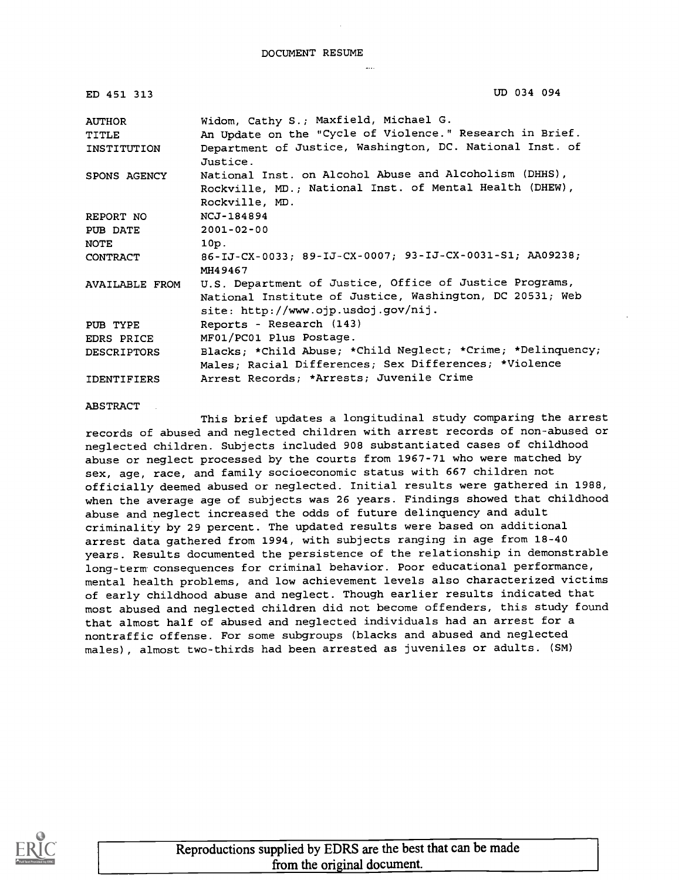DOCUMENT RESUME

| | |
|---|---|
| ED 451 313 | UD 034 094 |
| AUTHOR | Widom, Cathy S.; Maxfield, Michael G. |
| TITLE | An Update on the "Cycle of Violence." Research in Brief. |
| INSTITUTION | Department of Justice, Washington, DC. National Inst. of Justice. |
| SPONS AGENCY | National Inst. on Alcohol Abuse and Alcoholism (DHHS), Rockville, MD.; National Inst. of Mental Health (DHEW), Rockville, MD. |
| REPORT NO | NCJ-184894 |
| PUB DATE | 2001-02-00 |
| NOTE | 10p. |
| CONTRACT | 86-IJ-CX-0033; 89-IJ-CX-0007; 93-IJ-CX-0031-S1; AA09238; MH49467 |
| AVAILABLE FROM | U.S. Department of Justice, Office of Justice Programs, National Institute of Justice, Washington, DC 20531; Web site: http://www.ojp.usdoj.gov/nij. |
| PUB TYPE | Reports - Research (143) |
| EDRS PRICE | MF01/PC01 Plus Postage. |
| DESCRIPTORS | Blacks; *Child Abuse; *Child Neglect; *Crime; *Delinquency; Males; Racial Differences; Sex Differences; *Violence |
| IDENTIFIERS | Arrest Records; *Arrests; Juvenile Crime |

ABSTRACT

This brief updates a longitudinal study comparing the arrest records of abused and neglected children with arrest records of non-abused or neglected children. Subjects included 908 substantiated cases of childhood abuse or neglect processed by the courts from 1967-71 who were matched by sex, age, race, and family socioeconomic status with 667 children not officially deemed abused or neglected. Initial results were gathered in 1988, when the average age of subjects was 26 years. Findings showed that childhood abuse and neglect increased the odds of future delinquency and adult criminality by 29 percent. The updated results were based on additional arrest data gathered from 1994, with subjects ranging in age from 18-40 years. Results documented the persistence of the relationship in demonstrable long-term consequences for criminal behavior. Poor educational performance, mental health problems, and low achievement levels also characterized victims of early childhood abuse and neglect. Though earlier results indicated that most abused and neglected children did not become offenders, this study found that almost half of abused and neglected individuals had an arrest for a nontraffic offense. For some subgroups (blacks and abused and neglected males), almost two-thirds had been arrested as juveniles or adults. (SM)

Reproductions supplied by EDRS are the best that can be made from the original document.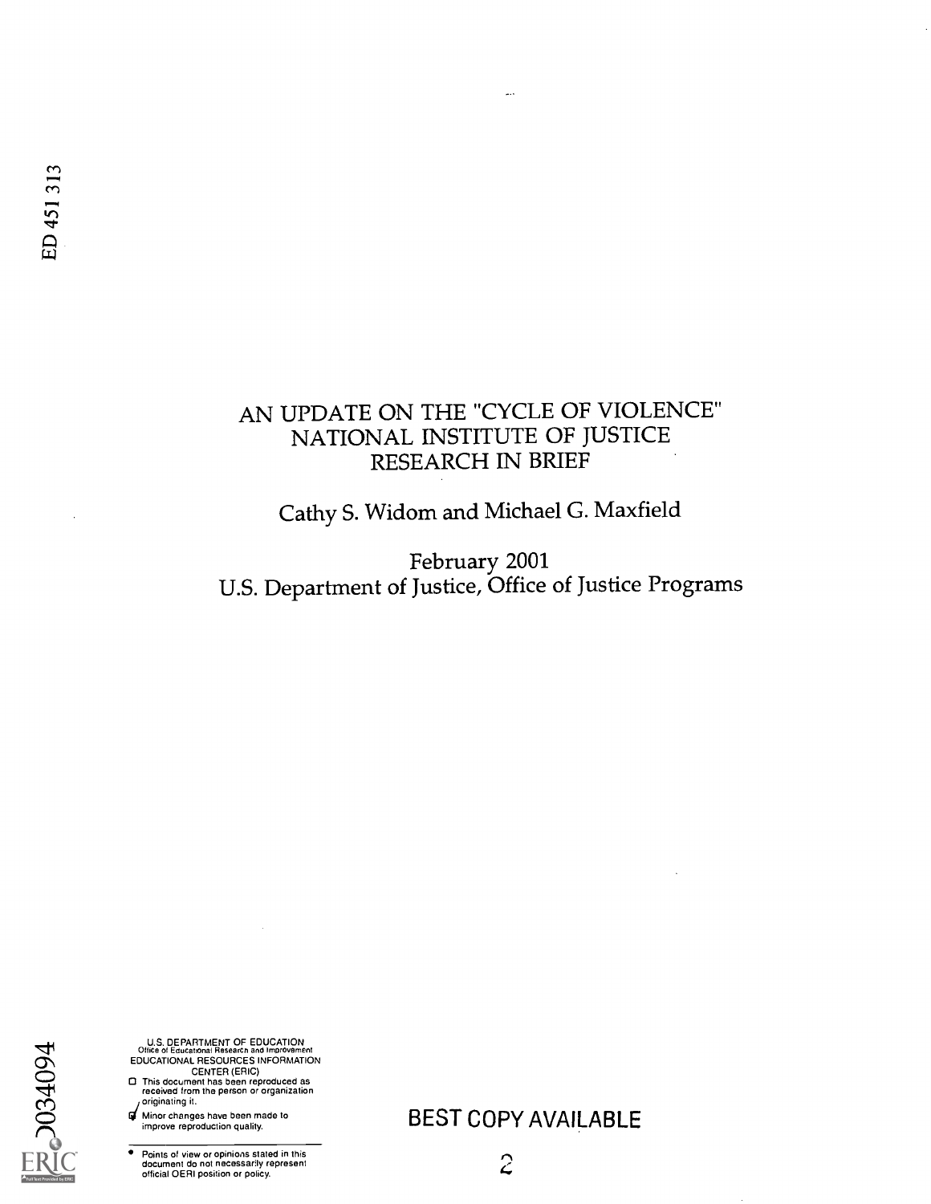ED 451 313

# AN UPDATE ON THE "CYCLE OF VIOLENCE" NATIONAL INSTITUTE OF JUSTICE RESEARCH IN BRIEF

Cathy S. Widom and Michael G. Maxfield

February 2001
U.S. Department of Justice, Office of Justice Programs

U.S. DEPARTMENT OF EDUCATION
Office of Educational Research and Improvement
EDUCATIONAL RESOURCES INFORMATION CENTER (ERIC)

- This document has been reproduced as received from the person or organization originating it.
- Minor changes have been made to improve reproduction quality.

- Points of view or opinions stated in this document do not necessarily represent official OERI position or policy.

BEST COPY AVAILABLE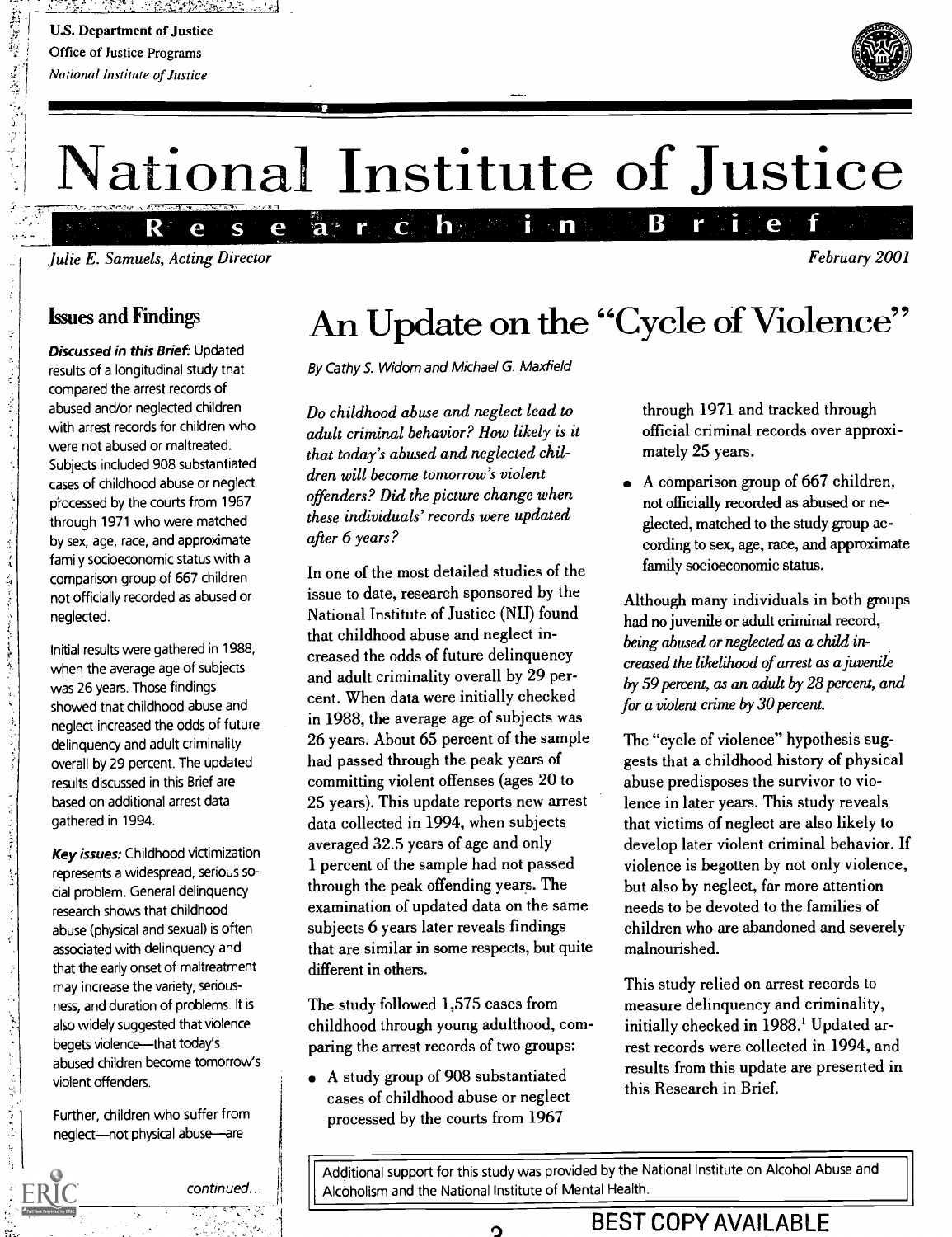U.S. Department of Justice
Office of Justice Programs
*National Institute of Justice*

# National Institute of Justice

## Research in Brief

*Julie E. Samuels, Acting Director*

February 2001

# An Update on the "Cycle of Violence"

By Cathy S. Widom and Michael G. Maxfield

*Do childhood abuse and neglect lead to adult criminal behavior? How likely is it that today's abused and neglected children will become tomorrow's violent offenders? Did the picture change when these individuals' records were updated after 6 years?*

In one of the most detailed studies of the issue to date, research sponsored by the National Institute of Justice (NIJ) found that childhood abuse and neglect increased the odds of future delinquency and adult criminality overall by 29 percent. When data were initially checked in 1988, the average age of subjects was 26 years. About 65 percent of the sample had passed through the peak years of committing violent offenses (ages 20 to 25 years). This update reports new arrest data collected in 1994, when subjects averaged 32.5 years of age and only 1 percent of the sample had not passed through the peak offending years. The examination of updated data on the same subjects 6 years later reveals findings that are similar in some respects, but quite different in others.

The study followed 1,575 cases from childhood through young adulthood, comparing the arrest records of two groups:

- A study group of 908 substantiated cases of childhood abuse or neglect processed by the courts from 1967 through 1971 and tracked through official criminal records over approximately 25 years.
- A comparison group of 667 children, not officially recorded as abused or neglected, matched to the study group according to sex, age, race, and approximate family socioeconomic status.

Although many individuals in both groups had no juvenile or adult criminal record, *being abused or neglected as a child increased the likelihood of arrest as a juvenile by 59 percent, as an adult by 28 percent, and for a violent crime by 30 percent.*

The "cycle of violence" hypothesis suggests that a childhood history of physical abuse predisposes the survivor to violence in later years. This study reveals that victims of neglect are also likely to develop later violent criminal behavior. If violence is begotten by not only violence, but also by neglect, far more attention needs to be devoted to the families of children who are abandoned and severely malnourished.

This study relied on arrest records to measure delinquency and criminality, initially checked in 1988.[1] Updated arrest records were collected in 1994, and results from this update are presented in this Research in Brief.

## Issues and Findings

***Discussed in this Brief:*** Updated results of a longitudinal study that compared the arrest records of abused and/or neglected children with arrest records for children who were not abused or maltreated. Subjects included 908 substantiated cases of childhood abuse or neglect processed by the courts from 1967 through 1971 who were matched by sex, age, race, and approximate family socioeconomic status with a comparison group of 667 children not officially recorded as abused or neglected.

Initial results were gathered in 1988, when the average age of subjects was 26 years. Those findings showed that childhood abuse and neglect increased the odds of future delinquency and adult criminality overall by 29 percent. The updated results discussed in this Brief are based on additional arrest data gathered in 1994.

***Key issues:*** Childhood victimization represents a widespread, serious social problem. General delinquency research shows that childhood abuse (physical and sexual) is often associated with delinquency and that the early onset of maltreatment may increase the variety, seriousness, and duration of problems. It is also widely suggested that violence begets violence—that today's abused children become tomorrow's violent offenders.

Further, children who suffer from neglect—not physical abuse—are

*continued...*

Additional support for this study was provided by the National Institute on Alcohol Abuse and Alcoholism and the National Institute of Mental Health.

BEST COPY AVAILABLE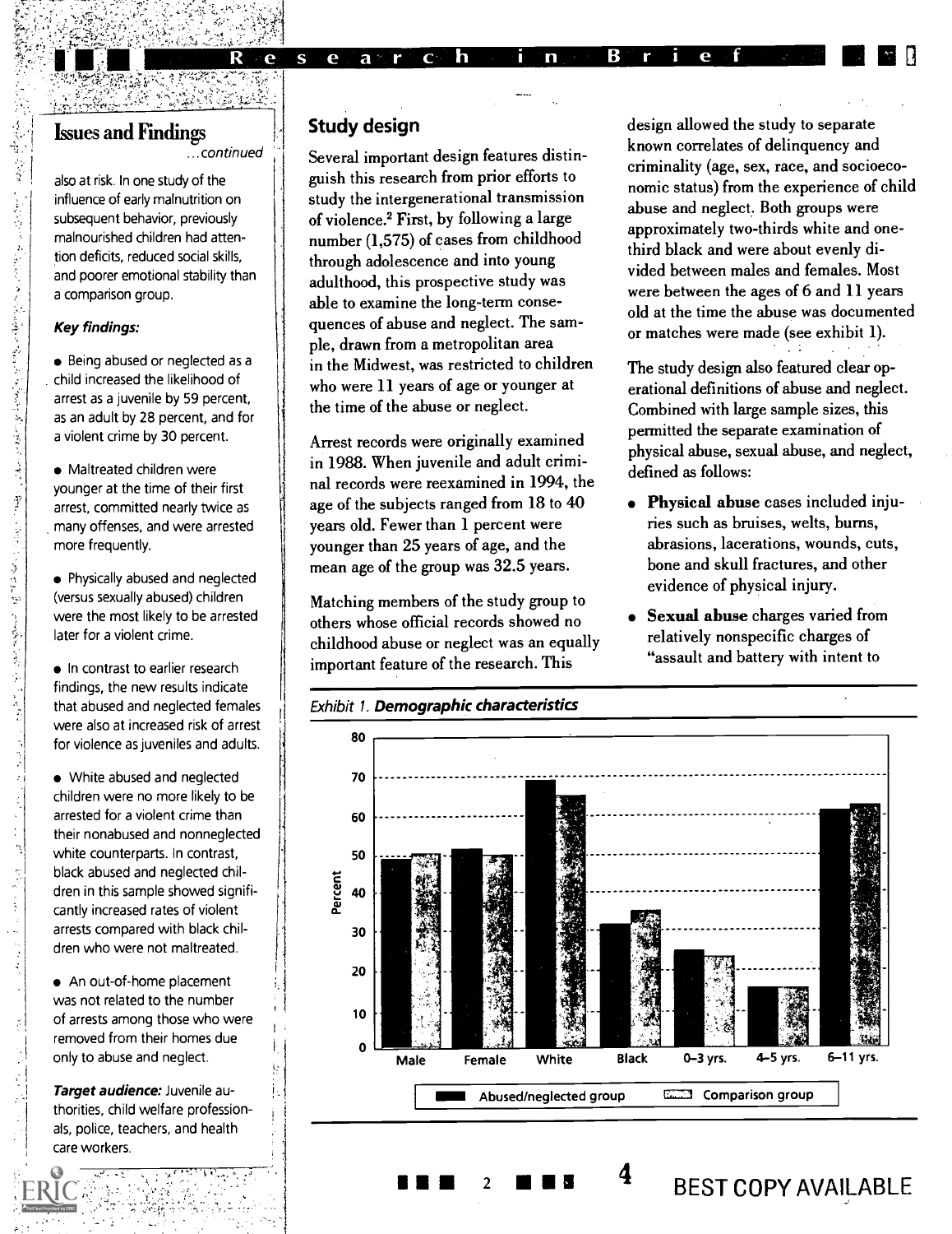## Issues and Findings

*...continued*

also at risk. In one study of the influence of early malnutrition on subsequent behavior, previously malnourished children had attention deficits, reduced social skills, and poorer emotional stability than a comparison group.

***Key findings:***

- Being abused or neglected as a child increased the likelihood of arrest as a juvenile by 59 percent, as an adult by 28 percent, and for a violent crime by 30 percent.
- Maltreated children were younger at the time of their first arrest, committed nearly twice as many offenses, and were arrested more frequently.
- Physically abused and neglected (versus sexually abused) children were the most likely to be arrested later for a violent crime.
- In contrast to earlier research findings, the new results indicate that abused and neglected females were also at increased risk of arrest for violence as juveniles and adults.
- White abused and neglected children were no more likely to be arrested for a violent crime than their nonabused and nonneglected white counterparts. In contrast, black abused and neglected children in this sample showed significantly increased rates of violent arrests compared with black children who were not maltreated.
- An out-of-home placement was not related to the number of arrests among those who were removed from their homes due only to abuse and neglect.

***Target audience:*** Juvenile authorities, child welfare professionals, police, teachers, and health care workers.

## Study design

Several important design features distinguish this research from prior efforts to study the intergenerational transmission of violence.[2] First, by following a large number (1,575) of cases from childhood through adolescence and into young adulthood, this prospective study was able to examine the long-term consequences of abuse and neglect. The sample, drawn from a metropolitan area in the Midwest, was restricted to children who were 11 years of age or younger at the time of the abuse or neglect.

Arrest records were originally examined in 1988. When juvenile and adult criminal records were reexamined in 1994, the age of the subjects ranged from 18 to 40 years old. Fewer than 1 percent were younger than 25 years of age, and the mean age of the group was 32.5 years.

Matching members of the study group to others whose official records showed no childhood abuse or neglect was an equally important feature of the research. This design allowed the study to separate known correlates of delinquency and criminality (age, sex, race, and socioeconomic status) from the experience of child abuse and neglect. Both groups were approximately two-thirds white and one-third black and were about evenly divided between males and females. Most were between the ages of 6 and 11 years old at the time the abuse was documented or matches were made (see exhibit 1).

The study design also featured clear operational definitions of abuse and neglect. Combined with large sample sizes, this permitted the separate examination of physical abuse, sexual abuse, and neglect, defined as follows:

- **Physical abuse** cases included injuries such as bruises, welts, burns, abrasions, lacerations, wounds, cuts, bone and skull fractures, and other evidence of physical injury.
- **Sexual abuse** charges varied from relatively nonspecific charges of "assault and battery with intent to

*Exhibit 1.* ***Demographic characteristics***

Percent (0–80): Male, Female, White, Black, 0–3 yrs., 4–5 yrs., 6–11 yrs.

Abused/neglected group | Comparison group

BEST COPY AVAILABLE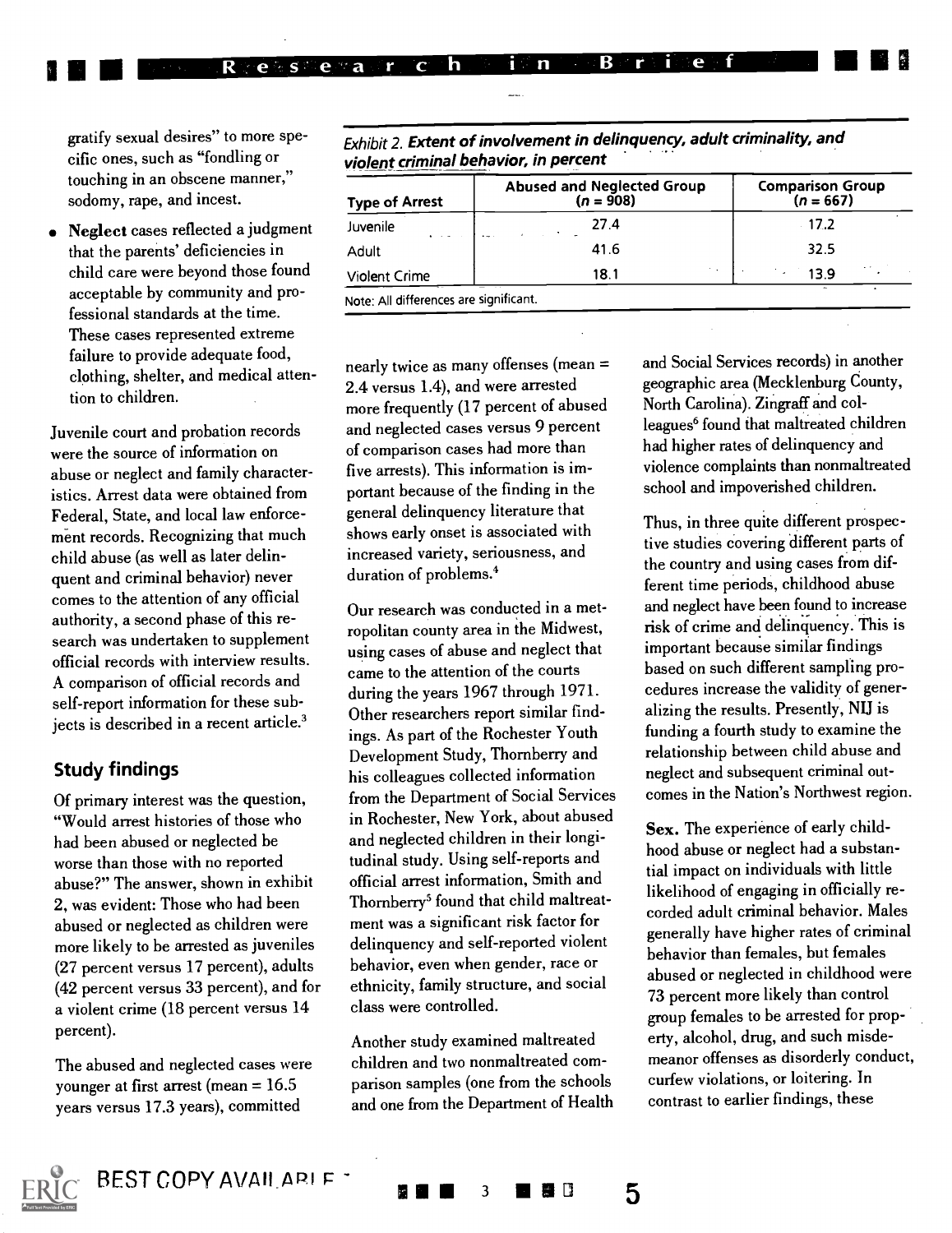gratify sexual desires" to more specific ones, such as "fondling or touching in an obscene manner," sodomy, rape, and incest.

- **Neglect** cases reflected a judgment that the parents' deficiencies in child care were beyond those found acceptable by community and professional standards at the time. These cases represented extreme failure to provide adequate food, clothing, shelter, and medical attention to children.

Juvenile court and probation records were the source of information on abuse or neglect and family characteristics. Arrest data were obtained from Federal, State, and local law enforcement records. Recognizing that much child abuse (as well as later delinquent and criminal behavior) never comes to the attention of any official authority, a second phase of this research was undertaken to supplement official records with interview results. A comparison of official records and self-report information for these subjects is described in a recent article.[3]

## Study findings

Of primary interest was the question, "Would arrest histories of those who had been abused or neglected be worse than those with no reported abuse?" The answer, shown in exhibit 2, was evident: Those who had been abused or neglected as children were more likely to be arrested as juveniles (27 percent versus 17 percent), adults (42 percent versus 33 percent), and for a violent crime (18 percent versus 14 percent).

*Exhibit 2.* **Extent of involvement in delinquency, adult criminality, and violent criminal behavior, in percent**

| Type of Arrest | Abused and Neglected Group (*n* = 908) | Comparison Group (*n* = 667) |
|---|---|---|
| Juvenile | 27.4 | 17.2 |
| Adult | 41.6 | 32.5 |
| Violent Crime | 18.1 | 13.9 |

Note: All differences are significant.

The abused and neglected cases were younger at first arrest (mean = 16.5 years versus 17.3 years), committed nearly twice as many offenses (mean = 2.4 versus 1.4), and were arrested more frequently (17 percent of abused and neglected cases versus 9 percent of comparison cases had more than five arrests). This information is important because of the finding in the general delinquency literature that shows early onset is associated with increased variety, seriousness, and duration of problems.[4]

Our research was conducted in a metropolitan county area in the Midwest, using cases of abuse and neglect that came to the attention of the courts during the years 1967 through 1971. Other researchers report similar findings. As part of the Rochester Youth Development Study, Thornberry and his colleagues collected information from the Department of Social Services in Rochester, New York, about abused and neglected children in their longitudinal study. Using self-reports and official arrest information, Smith and Thornberry[5] found that child maltreatment was a significant risk factor for delinquency and self-reported violent behavior, even when gender, race or ethnicity, family structure, and social class were controlled.

Another study examined maltreated children and two nonmaltreated comparison samples (one from the schools and one from the Department of Health and Social Services records) in another geographic area (Mecklenburg County, North Carolina). Zingraff and colleagues[6] found that maltreated children had higher rates of delinquency and violence complaints than nonmaltreated school and impoverished children.

Thus, in three quite different prospective studies covering different parts of the country and using cases from different time periods, childhood abuse and neglect have been found to increase risk of crime and delinquency. This is important because similar findings based on such different sampling procedures increase the validity of generalizing the results. Presently, NIJ is funding a fourth study to examine the relationship between child abuse and neglect and subsequent criminal outcomes in the Nation's Northwest region.

**Sex.** The experience of early childhood abuse or neglect had a substantial impact on individuals with little likelihood of engaging in officially recorded adult criminal behavior. Males generally have higher rates of criminal behavior than females, but females abused or neglected in childhood were 73 percent more likely than control group females to be arrested for property, alcohol, drug, and such misdemeanor offenses as disorderly conduct, curfew violations, or loitering. In contrast to earlier findings, these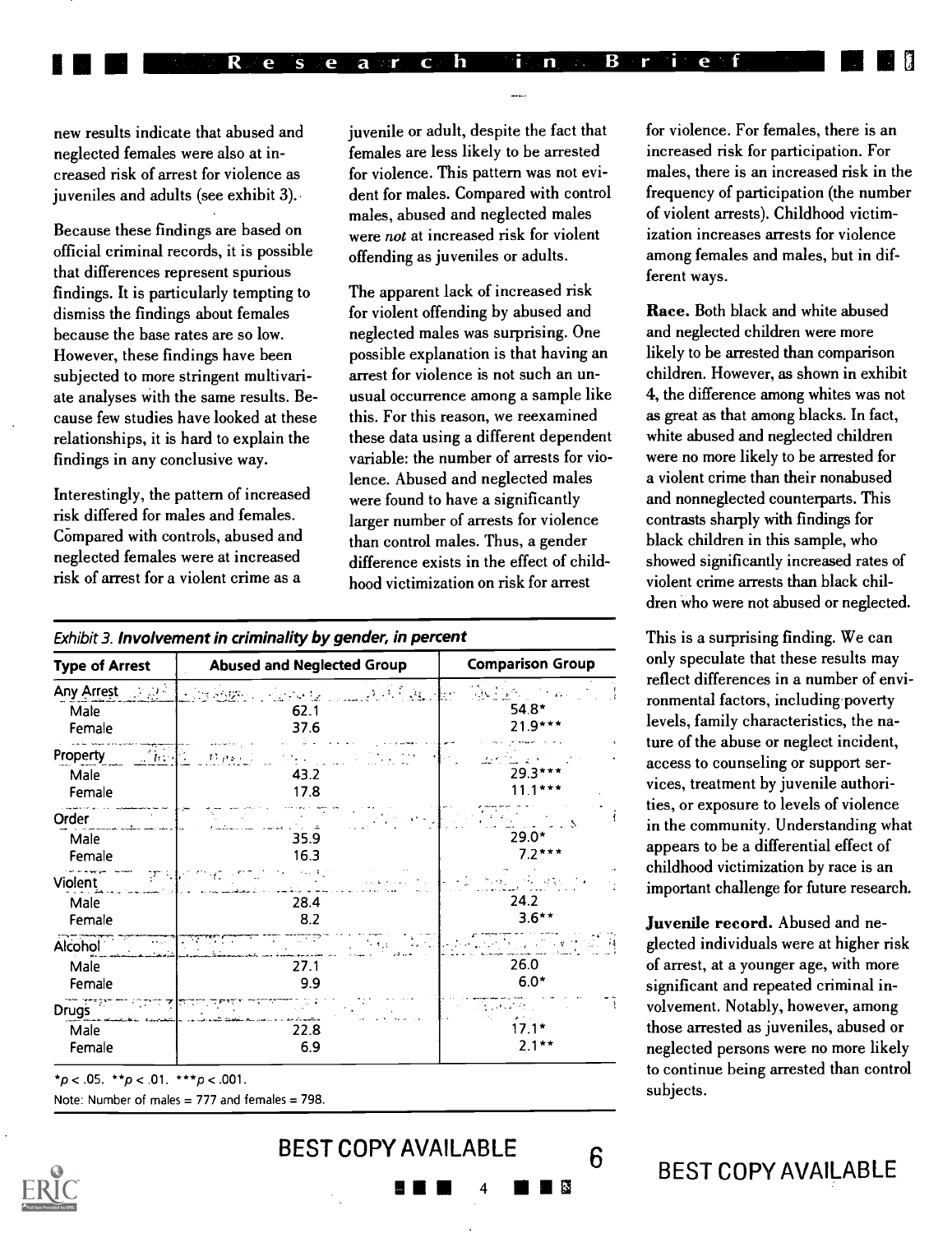new results indicate that abused and neglected females were also at increased risk of arrest for violence as juveniles and adults (see exhibit 3).

Because these findings are based on official criminal records, it is possible that differences represent spurious findings. It is particularly tempting to dismiss the findings about females because the base rates are so low. However, these findings have been subjected to more stringent multivariate analyses with the same results. Because few studies have looked at these relationships, it is hard to explain the findings in any conclusive way.

Interestingly, the pattern of increased risk differed for males and females. Compared with controls, abused and neglected females were at increased risk of arrest for a violent crime as a juvenile or adult, despite the fact that females are less likely to be arrested for violence. This pattern was not evident for males. Compared with control males, abused and neglected males were *not* at increased risk for violent offending as juveniles or adults.

The apparent lack of increased risk for violent offending by abused and neglected males was surprising. One possible explanation is that having an arrest for violence is not such an unusual occurrence among a sample like this. For this reason, we reexamined these data using a different dependent variable: the number of arrests for violence. Abused and neglected males were found to have a significantly larger number of arrests for violence than control males. Thus, a gender difference exists in the effect of childhood victimization on risk for arrest for violence. For females, there is an increased risk for participation. For males, there is an increased risk in the frequency of participation (the number of violent arrests). Childhood victimization increases arrests for violence among females and males, but in different ways.

*Exhibit 3.* ***Involvement in criminality by gender, in percent***

| Type of Arrest | Abused and Neglected Group | Comparison Group |
|---|---|---|
| Any Arrest | | |
| Male | 62.1 | 54.8* |
| Female | 37.6 | 21.9*** |
| Property | | |
| Male | 43.2 | 29.3*** |
| Female | 17.8 | 11.1*** |
| Order | | |
| Male | 35.9 | 29.0* |
| Female | 16.3 | 7.2*** |
| Violent | | |
| Male | 28.4 | 24.2 |
| Female | 8.2 | 3.6** |
| Alcohol | | |
| Male | 27.1 | 26.0 |
| Female | 9.9 | 6.0* |
| Drugs | | |
| Male | 22.8 | 17.1* |
| Female | 6.9 | 2.1** |

*$p < .05$. **$p < .01$. ***$p < .001$.

Note: Number of males = 777 and females = 798.

**Race.** Both black and white abused and neglected children were more likely to be arrested than comparison children. However, as shown in exhibit 4, the difference among whites was not as great as that among blacks. In fact, white abused and neglected children were no more likely to be arrested for a violent crime than their nonabused and nonneglected counterparts. This contrasts sharply with findings for black children in this sample, who showed significantly increased rates of violent crime arrests than black children who were not abused or neglected.

This is a surprising finding. We can only speculate that these results may reflect differences in a number of environmental factors, including poverty levels, family characteristics, the nature of the abuse or neglect incident, access to counseling or support services, treatment by juvenile authorities, or exposure to levels of violence in the community. Understanding what appears to be a differential effect of childhood victimization by race is an important challenge for future research.

**Juvenile record.** Abused and neglected individuals were at higher risk of arrest, at a younger age, with more significant and repeated criminal involvement. Notably, however, among those arrested as juveniles, abused or neglected persons were no more likely to continue being arrested than control subjects.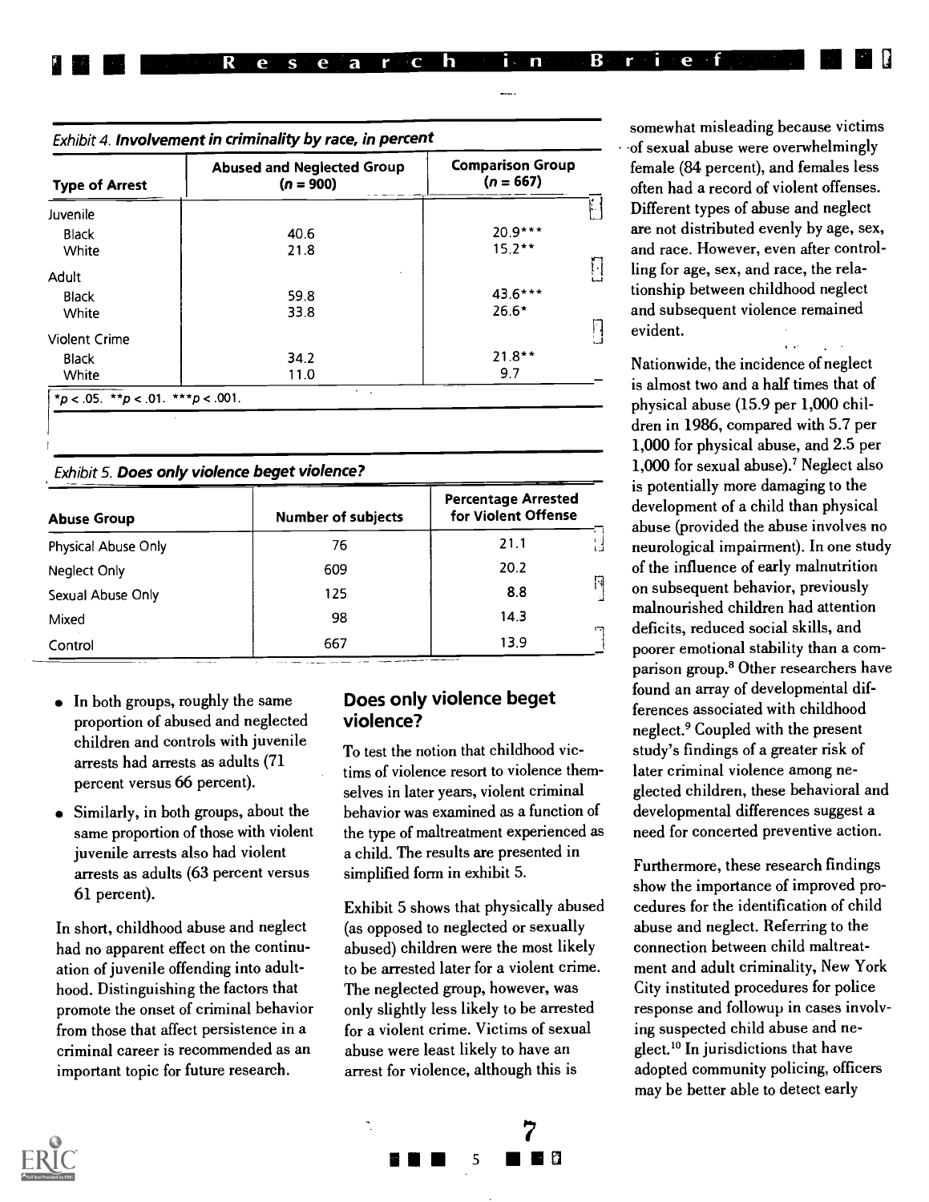*Exhibit 4.* **Involvement in criminality by race, in percent**

| Type of Arrest | Abused and Neglected Group ($n$ = 900) | Comparison Group ($n$ = 667) |
|---|---|---|
| Juvenile | | |
| Black | 40.6 | 20.9*** |
| White | 21.8 | 15.2** |
| Adult | | |
| Black | 59.8 | 43.6*** |
| White | 33.8 | 26.6* |
| Violent Crime | | |
| Black | 34.2 | 21.8** |
| White | 11.0 | 9.7 |

*$p < .05$. **$p < .01$. ***$p < .001$.

*Exhibit 5.* **Does only violence beget violence?**

| Abuse Group | Number of subjects | Percentage Arrested for Violent Offense |
|---|---|---|
| Physical Abuse Only | 76 | 21.1 |
| Neglect Only | 609 | 20.2 |
| Sexual Abuse Only | 125 | 8.8 |
| Mixed | 98 | 14.3 |
| Control | 667 | 13.9 |

- In both groups, roughly the same proportion of abused and neglected children and controls with juvenile arrests had arrests as adults (71 percent versus 66 percent).
- Similarly, in both groups, about the same proportion of those with violent juvenile arrests also had violent arrests as adults (63 percent versus 61 percent).

In short, childhood abuse and neglect had no apparent effect on the continuation of juvenile offending into adulthood. Distinguishing the factors that promote the onset of criminal behavior from those that affect persistence in a criminal career is recommended as an important topic for future research.

## Does only violence beget violence?

To test the notion that childhood victims of violence resort to violence themselves in later years, violent criminal behavior was examined as a function of the type of maltreatment experienced as a child. The results are presented in simplified form in exhibit 5.

Exhibit 5 shows that physically abused (as opposed to neglected or sexually abused) children were the most likely to be arrested later for a violent crime. The neglected group, however, was only slightly less likely to be arrested for a violent crime. Victims of sexual abuse were least likely to have an arrest for violence, although this is somewhat misleading because victims of sexual abuse were overwhelmingly female (84 percent), and females less often had a record of violent offenses. Different types of abuse and neglect are not distributed evenly by age, sex, and race. However, even after controlling for age, sex, and race, the relationship between childhood neglect and subsequent violence remained evident.

Nationwide, the incidence of neglect is almost two and a half times that of physical abuse (15.9 per 1,000 children in 1986, compared with 5.7 per 1,000 for physical abuse, and 2.5 per 1,000 for sexual abuse).[7] Neglect also is potentially more damaging to the development of a child than physical abuse (provided the abuse involves no neurological impairment). In one study of the influence of early malnutrition on subsequent behavior, previously malnourished children had attention deficits, reduced social skills, and poorer emotional stability than a comparison group.[8] Other researchers have found an array of developmental differences associated with childhood neglect.[9] Coupled with the present study's findings of a greater risk of later criminal violence among neglected children, these behavioral and developmental differences suggest a need for concerted preventive action.

Furthermore, these research findings show the importance of improved procedures for the identification of child abuse and neglect. Referring to the connection between child maltreatment and adult criminality, New York City instituted procedures for police response and followup in cases involving suspected child abuse and neglect.[10] In jurisdictions that have adopted community policing, officers may be better able to detect early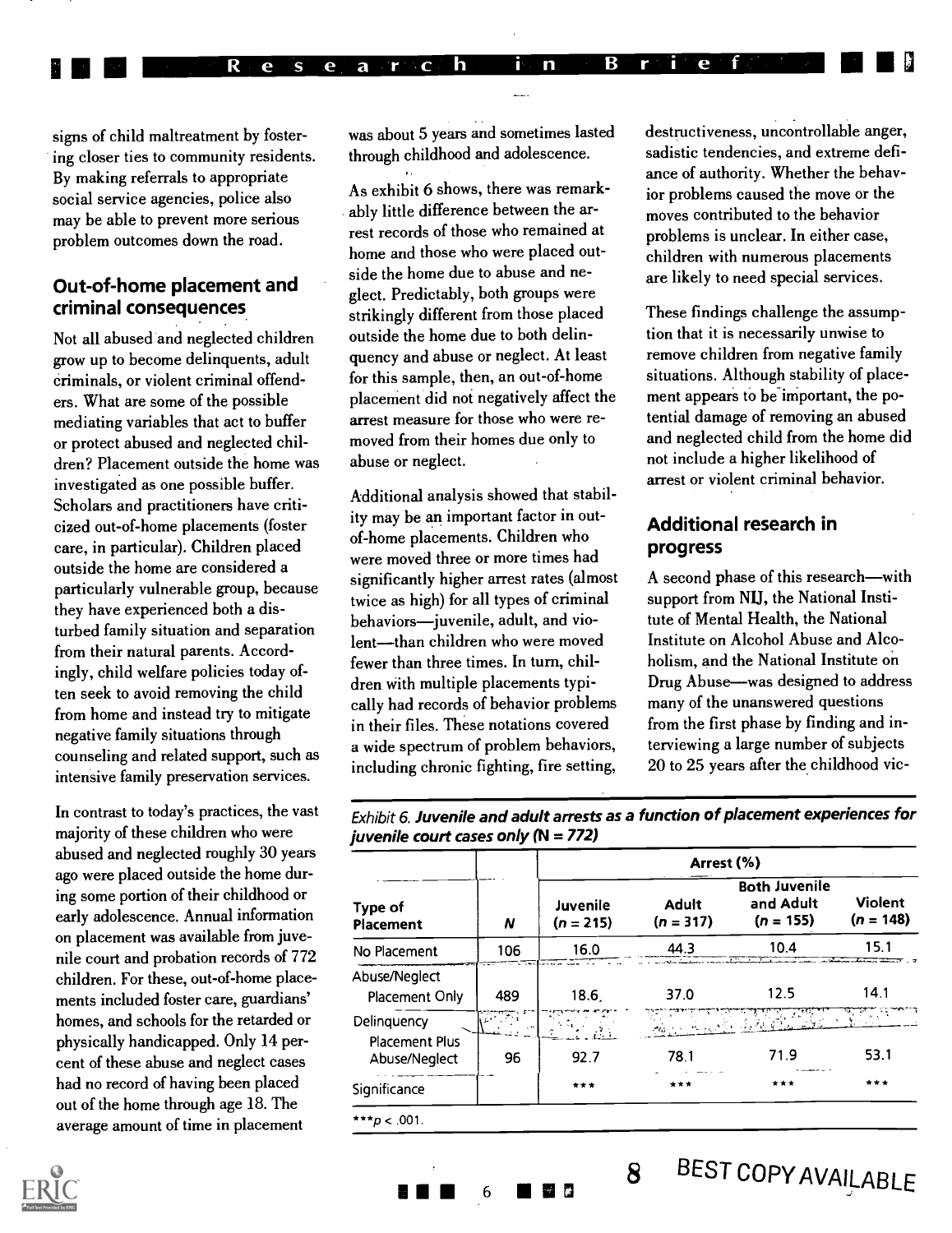signs of child maltreatment by fostering closer ties to community residents. By making referrals to appropriate social service agencies, police also may be able to prevent more serious problem outcomes down the road.

## Out-of-home placement and criminal consequences

Not all abused and neglected children grow up to become delinquents, adult criminals, or violent criminal offenders. What are some of the possible mediating variables that act to buffer or protect abused and neglected children? Placement outside the home was investigated as one possible buffer. Scholars and practitioners have criticized out-of-home placements (foster care, in particular). Children placed outside the home are considered a particularly vulnerable group, because they have experienced both a disturbed family situation and separation from their natural parents. Accordingly, child welfare policies today often seek to avoid removing the child from home and instead try to mitigate negative family situations through counseling and related support, such as intensive family preservation services.

In contrast to today's practices, the vast majority of these children who were abused and neglected roughly 30 years ago were placed outside the home during some portion of their childhood or early adolescence. Annual information on placement was available from juvenile court and probation records of 772 children. For these, out-of-home placements included foster care, guardians' homes, and schools for the retarded or physically handicapped. Only 14 percent of these abuse and neglect cases had no record of having been placed out of the home through age 18. The average amount of time in placement was about 5 years and sometimes lasted through childhood and adolescence.

As exhibit 6 shows, there was remarkably little difference between the arrest records of those who remained at home and those who were placed outside the home due to abuse and neglect. Predictably, both groups were strikingly different from those placed outside the home due to both delinquency and abuse or neglect. At least for this sample, then, an out-of-home placement did not negatively affect the arrest measure for those who were removed from their homes due only to abuse or neglect.

Additional analysis showed that stability may be an important factor in out-of-home placements. Children who were moved three or more times had significantly higher arrest rates (almost twice as high) for all types of criminal behaviors—juvenile, adult, and violent—than children who were moved fewer than three times. In turn, children with multiple placements typically had records of behavior problems in their files. These notations covered a wide spectrum of problem behaviors, including chronic fighting, fire setting, destructiveness, uncontrollable anger, sadistic tendencies, and extreme defiance of authority. Whether the behavior problems caused the move or the moves contributed to the behavior problems is unclear. In either case, children with numerous placements are likely to need special services.

These findings challenge the assumption that it is necessarily unwise to remove children from negative family situations. Although stability of placement appears to be important, the potential damage of removing an abused and neglected child from the home did not include a higher likelihood of arrest or violent criminal behavior.

## Additional research in progress

A second phase of this research—with support from NIJ, the National Institute of Mental Health, the National Institute on Alcohol Abuse and Alcoholism, and the National Institute on Drug Abuse—was designed to address many of the unanswered questions from the first phase by finding and interviewing a large number of subjects 20 to 25 years after the childhood vic-

*Exhibit 6.* ***Juvenile and adult arrests as a function of placement experiences for juvenile court cases only (N = 772)***

| | | Arrest (%) | | | |
|---|---|---|---|---|---|
| Type of Placement | N | Juvenile (n = 215) | Adult (n = 317) | Both Juvenile and Adult (n = 155) | Violent (n = 148) |
| No Placement | 106 | 16.0 | 44.3 | 10.4 | 15.1 |
| Abuse/Neglect Placement Only | 489 | 18.6 | 37.0 | 12.5 | 14.1 |
| Delinquency Placement Plus Abuse/Neglect | 96 | 92.7 | 78.1 | 71.9 | 53.1 |
| Significance | | *** | *** | *** | *** |

***$p < .001$.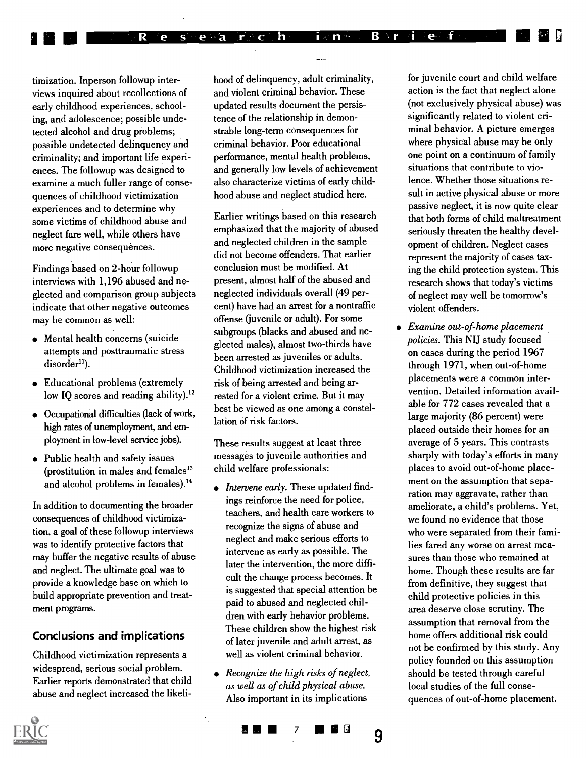timization. Inperson followup interviews inquired about recollections of early childhood experiences, schooling, and adolescence; possible undetected alcohol and drug problems; possible undetected delinquency and criminality; and important life experiences. The followup was designed to examine a much fuller range of consequences of childhood victimization experiences and to determine why some victims of childhood abuse and neglect fare well, while others have more negative consequences.

Findings based on 2-hour followup interviews with 1,196 abused and neglected and comparison group subjects indicate that other negative outcomes may be common as well:

- Mental health concerns (suicide attempts and posttraumatic stress disorder[11]).
- Educational problems (extremely low IQ scores and reading ability).[12]
- Occupational difficulties (lack of work, high rates of unemployment, and employment in low-level service jobs).
- Public health and safety issues (prostitution in males and females[13] and alcohol problems in females).[14]

In addition to documenting the broader consequences of childhood victimization, a goal of these followup interviews was to identify protective factors that may buffer the negative results of abuse and neglect. The ultimate goal was to provide a knowledge base on which to build appropriate prevention and treatment programs.

## Conclusions and implications

Childhood victimization represents a widespread, serious social problem. Earlier reports demonstrated that child abuse and neglect increased the likelihood of delinquency, adult criminality, and violent criminal behavior. These updated results document the persistence of the relationship in demonstrable long-term consequences for criminal behavior. Poor educational performance, mental health problems, and generally low levels of achievement also characterize victims of early childhood abuse and neglect studied here.

Earlier writings based on this research emphasized that the majority of abused and neglected children in the sample did not become offenders. That earlier conclusion must be modified. At present, almost half of the abused and neglected individuals overall (49 percent) have had an arrest for a nontraffic offense (juvenile or adult). For some subgroups (blacks and abused and neglected males), almost two-thirds have been arrested as juveniles or adults. Childhood victimization increased the risk of being arrested and being arrested for a violent crime. But it may best be viewed as one among a constellation of risk factors.

These results suggest at least three messages to juvenile authorities and child welfare professionals:

- *Intervene early.* These updated findings reinforce the need for police, teachers, and health care workers to recognize the signs of abuse and neglect and make serious efforts to intervene as early as possible. The later the intervention, the more difficult the change process becomes. It is suggested that special attention be paid to abused and neglected children with early behavior problems. These children show the highest risk of later juvenile and adult arrest, as well as violent criminal behavior.
- *Recognize the high risks of neglect, as well as of child physical abuse.* Also important in its implications for juvenile court and child welfare action is the fact that neglect alone (not exclusively physical abuse) was significantly related to violent criminal behavior. A picture emerges where physical abuse may be only one point on a continuum of family situations that contribute to violence. Whether those situations result in active physical abuse or more passive neglect, it is now quite clear that both forms of child maltreatment seriously threaten the healthy development of children. Neglect cases represent the majority of cases taxing the child protection system. This research shows that today's victims of neglect may well be tomorrow's violent offenders.
- *Examine out-of-home placement policies.* This NIJ study focused on cases during the period 1967 through 1971, when out-of-home placements were a common intervention. Detailed information available for 772 cases revealed that a large majority (86 percent) were placed outside their homes for an average of 5 years. This contrasts sharply with today's efforts in many places to avoid out-of-home placement on the assumption that separation may aggravate, rather than ameliorate, a child's problems. Yet, we found no evidence that those who were separated from their families fared any worse on arrest measures than those who remained at home. Though these results are far from definitive, they suggest that child protective policies in this area deserve close scrutiny. The assumption that removal from the home offers additional risk could not be confirmed by this study. Any policy founded on this assumption should be tested through careful local studies of the full consequences of out-of-home placement.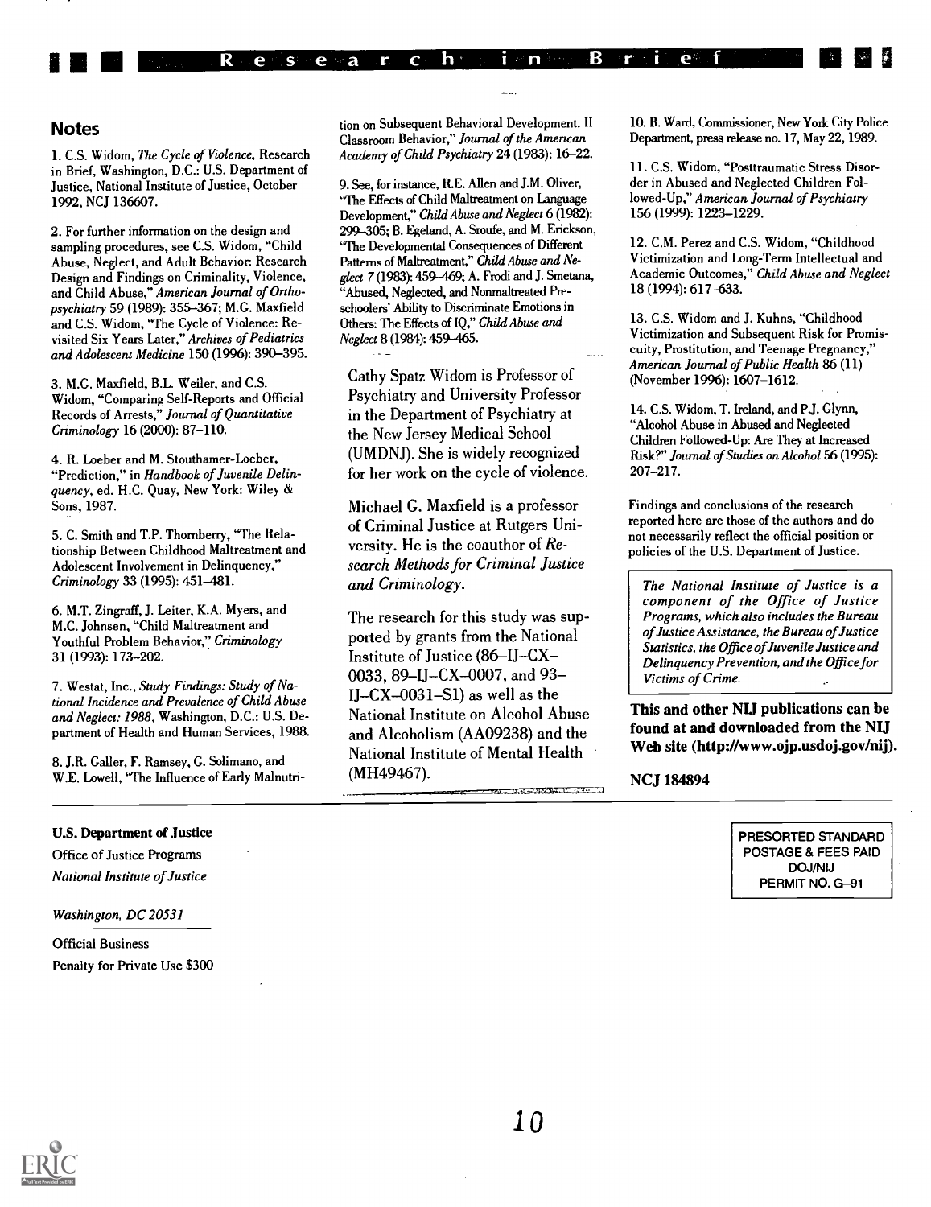## Notes

1. C.S. Widom, *The Cycle of Violence*, Research in Brief, Washington, D.C.: U.S. Department of Justice, National Institute of Justice, October 1992, NCJ 136607.

2. For further information on the design and sampling procedures, see C.S. Widom, "Child Abuse, Neglect, and Adult Behavior: Research Design and Findings on Criminality, Violence, and Child Abuse," *American Journal of Orthopsychiatry* 59 (1989): 355–367; M.G. Maxfield and C.S. Widom, "The Cycle of Violence: Revisited Six Years Later," *Archives of Pediatrics and Adolescent Medicine* 150 (1996): 390–395.

3. M.G. Maxfield, B.L. Weiler, and C.S. Widom, "Comparing Self-Reports and Official Records of Arrests," *Journal of Quantitative Criminology* 16 (2000): 87–110.

4. R. Loeber and M. Stouthamer-Loeber, "Prediction," in *Handbook of Juvenile Delinquency*, ed. H.C. Quay, New York: Wiley & Sons, 1987.

5. C. Smith and T.P. Thornberry, "The Relationship Between Childhood Maltreatment and Adolescent Involvement in Delinquency," *Criminology* 33 (1995): 451–481.

6. M.T. Zingraff, J. Leiter, K.A. Myers, and M.C. Johnsen, "Child Maltreatment and Youthful Problem Behavior," *Criminology* 31 (1993): 173–202.

7. Westat, Inc., *Study Findings: Study of National Incidence and Prevalence of Child Abuse and Neglect: 1988*, Washington, D.C.: U.S. Department of Health and Human Services, 1988.

8. J.R. Galler, F. Ramsey, G. Solimano, and W.E. Lowell, "The Influence of Early Malnutrition on Subsequent Behavioral Development. II. Classroom Behavior," *Journal of the American Academy of Child Psychiatry* 24 (1983): 16–22.

9. See, for instance, R.E. Allen and J.M. Oliver, "The Effects of Child Maltreatment on Language Development," *Child Abuse and Neglect* 6 (1982): 299–305; B. Egeland, A. Sroufe, and M. Erickson, "The Developmental Consequences of Different Patterns of Maltreatment," *Child Abuse and Neglect* 7 (1983): 459–469; A. Frodi and J. Smetana, "Abused, Neglected, and Nonmaltreated Preschoolers' Ability to Discriminate Emotions in Others: The Effects of IQ," *Child Abuse and Neglect* 8 (1984): 459–465.

10. B. Ward, Commissioner, New York City Police Department, press release no. 17, May 22, 1989.

11. C.S. Widom, "Posttraumatic Stress Disorder in Abused and Neglected Children Followed-Up," *American Journal of Psychiatry* 156 (1999): 1223–1229.

12. C.M. Perez and C.S. Widom, "Childhood Victimization and Long-Term Intellectual and Academic Outcomes," *Child Abuse and Neglect* 18 (1994): 617–633.

13. C.S. Widom and J. Kuhns, "Childhood Victimization and Subsequent Risk for Promiscuity, Prostitution, and Teenage Pregnancy," *American Journal of Public Health* 86 (11) (November 1996): 1607–1612.

14. C.S. Widom, T. Ireland, and P.J. Glynn, "Alcohol Abuse in Abused and Neglected Children Followed-Up: Are They at Increased Risk?" *Journal of Studies on Alcohol* 56 (1995): 207–217.

Cathy Spatz Widom is Professor of Psychiatry and University Professor in the Department of Psychiatry at the New Jersey Medical School (UMDNJ). She is widely recognized for her work on the cycle of violence.

Michael G. Maxfield is a professor of Criminal Justice at Rutgers University. He is the coauthor of *Research Methods for Criminal Justice and Criminology*.

The research for this study was supported by grants from the National Institute of Justice (86–IJ–CX–0033, 89–IJ–CX–0007, and 93–IJ–CX–0031–S1) as well as the National Institute on Alcohol Abuse and Alcoholism (AA09238) and the National Institute of Mental Health (MH49467).

Findings and conclusions of the research reported here are those of the authors and do not necessarily reflect the official position or policies of the U.S. Department of Justice.

*The National Institute of Justice is a component of the Office of Justice Programs, which also includes the Bureau of Justice Assistance, the Bureau of Justice Statistics, the Office of Juvenile Justice and Delinquency Prevention, and the Office for Victims of Crime.*

**This and other NIJ publications can be found at and downloaded from the NIJ Web site (http://www.ojp.usdoj.gov/nij).**

**NCJ 184894**

**U.S. Department of Justice**

Office of Justice Programs

*National Institute of Justice*

*Washington, DC 20531*

Official Business

Penalty for Private Use $300

PRESORTED STANDARD
POSTAGE & FEES PAID
DOJ/NIJ
PERMIT NO. G–91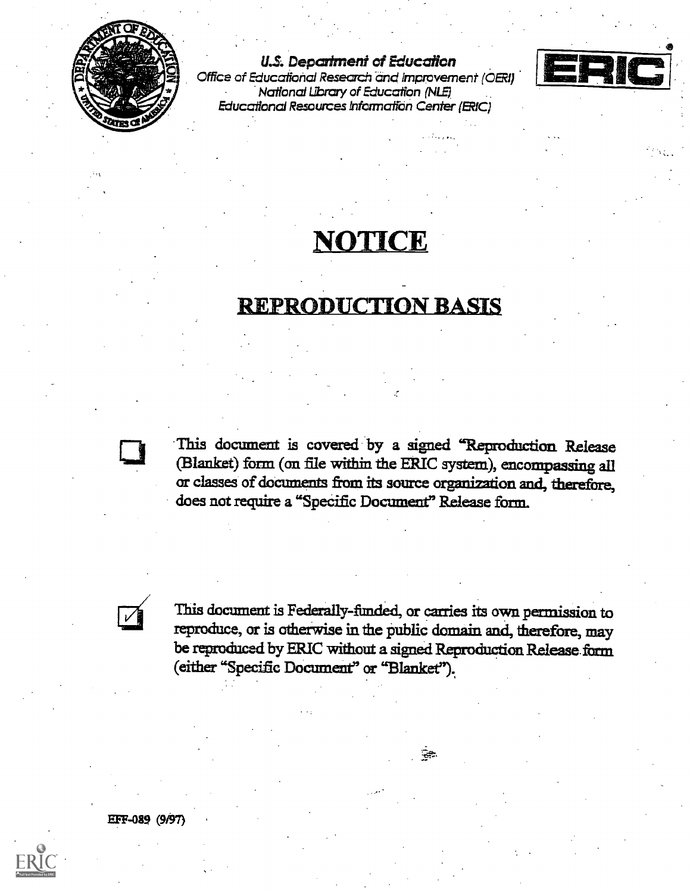U.S. Department of Education
Office of Educational Research and Improvement (OERI)
National Library of Education (NLE)
Educational Resources Information Center (ERIC)

ERIC

# NOTICE

## REPRODUCTION BASIS

☐ This document is covered by a signed "Reproduction Release (Blanket) form (on file within the ERIC system), encompassing all or classes of documents from its source organization and, therefore, does not require a "Specific Document" Release form.

☑ This document is Federally-funded, or carries its own permission to reproduce, or is otherwise in the public domain and, therefore, may be reproduced by ERIC without a signed Reproduction Release form (either "Specific Document" or "Blanket").

EFF-089 (9/97)